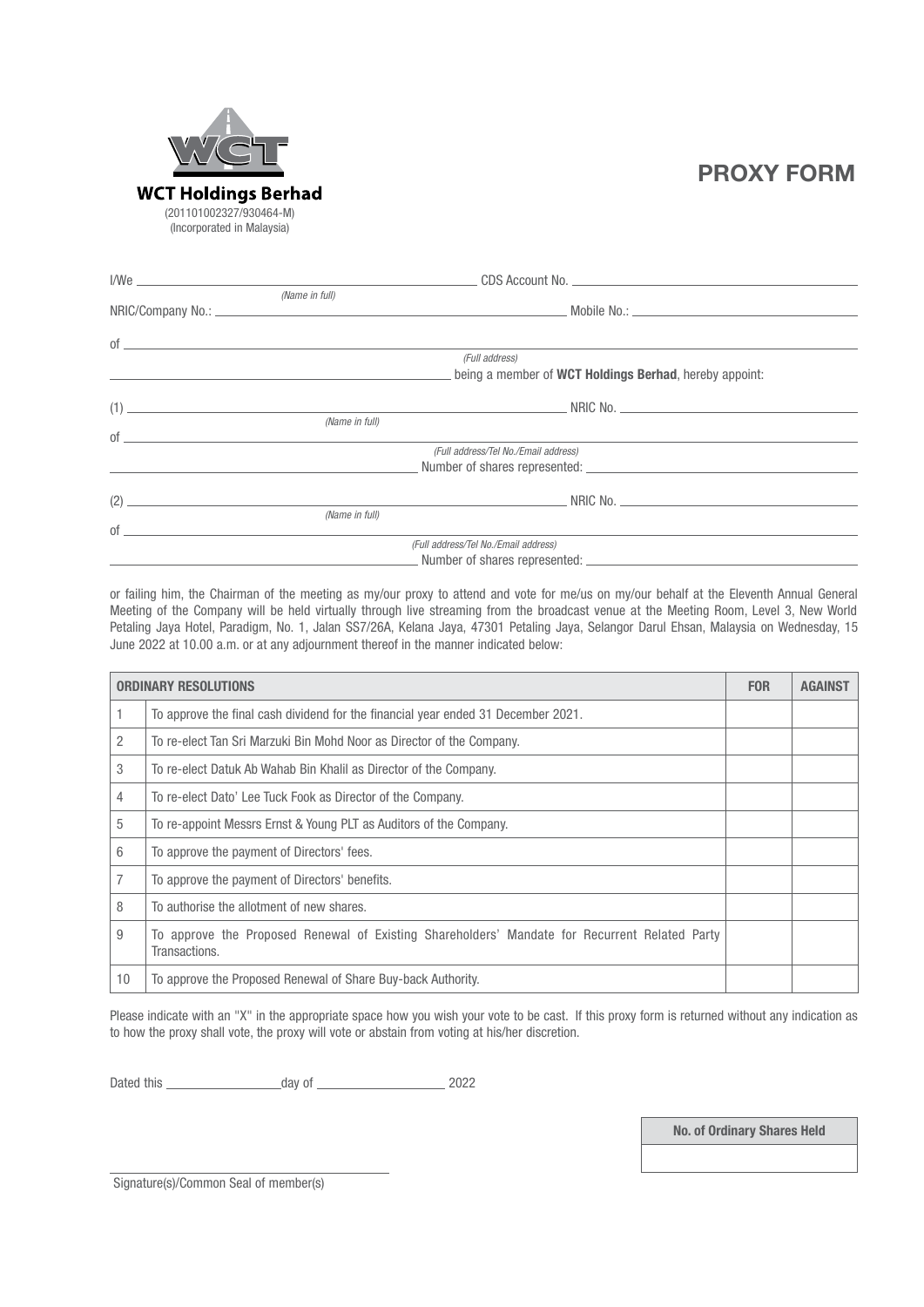**WCT Holdings Berhad**
(201101002327/930464-M)
(Incorporated in Malaysia)

# PROXY FORM

I/We ______________________________ CDS Account No. ______________________________
*(Name in full)*

NRIC/Company No.: ______________________________ Mobile No.: ______________________________

of ____________________________________________________________
*(Full address)*

______________________________ being a member of **WCT Holdings Berhad**, hereby appoint:

(1) ______________________________ NRIC No. ______________________________
*(Name in full)*

of ____________________________________________________________
*(Full address/Tel No./Email address)*

______________________________ Number of shares represented: ______________________________

(2) ______________________________ NRIC No. ______________________________
*(Name in full)*

of ____________________________________________________________
*(Full address/Tel No./Email address)*

______________________________ Number of shares represented: ______________________________

or failing him, the Chairman of the meeting as my/our proxy to attend and vote for me/us on my/our behalf at the Eleventh Annual General Meeting of the Company will be held virtually through live streaming from the broadcast venue at the Meeting Room, Level 3, New World Petaling Jaya Hotel, Paradigm, No. 1, Jalan SS7/26A, Kelana Jaya, 47301 Petaling Jaya, Selangor Darul Ehsan, Malaysia on Wednesday, 15 June 2022 at 10.00 a.m. or at any adjournment thereof in the manner indicated below:

| ORDINARY RESOLUTIONS | | FOR | AGAINST |
|---|---|---|---|
| 1 | To approve the final cash dividend for the financial year ended 31 December 2021. | | |
| 2 | To re-elect Tan Sri Marzuki Bin Mohd Noor as Director of the Company. | | |
| 3 | To re-elect Datuk Ab Wahab Bin Khalil as Director of the Company. | | |
| 4 | To re-elect Dato' Lee Tuck Fook as Director of the Company. | | |
| 5 | To re-appoint Messrs Ernst & Young PLT as Auditors of the Company. | | |
| 6 | To approve the payment of Directors' fees. | | |
| 7 | To approve the payment of Directors' benefits. | | |
| 8 | To authorise the allotment of new shares. | | |
| 9 | To approve the Proposed Renewal of Existing Shareholders' Mandate for Recurrent Related Party Transactions. | | |
| 10 | To approve the Proposed Renewal of Share Buy-back Authority. | | |

Please indicate with an "X" in the appropriate space how you wish your vote to be cast. If this proxy form is returned without any indication as to how the proxy shall vote, the proxy will vote or abstain from voting at his/her discretion.

Dated this ______________ day of ______________ 2022

| No. of Ordinary Shares Held |
|---|
| |

______________________________
Signature(s)/Common Seal of member(s)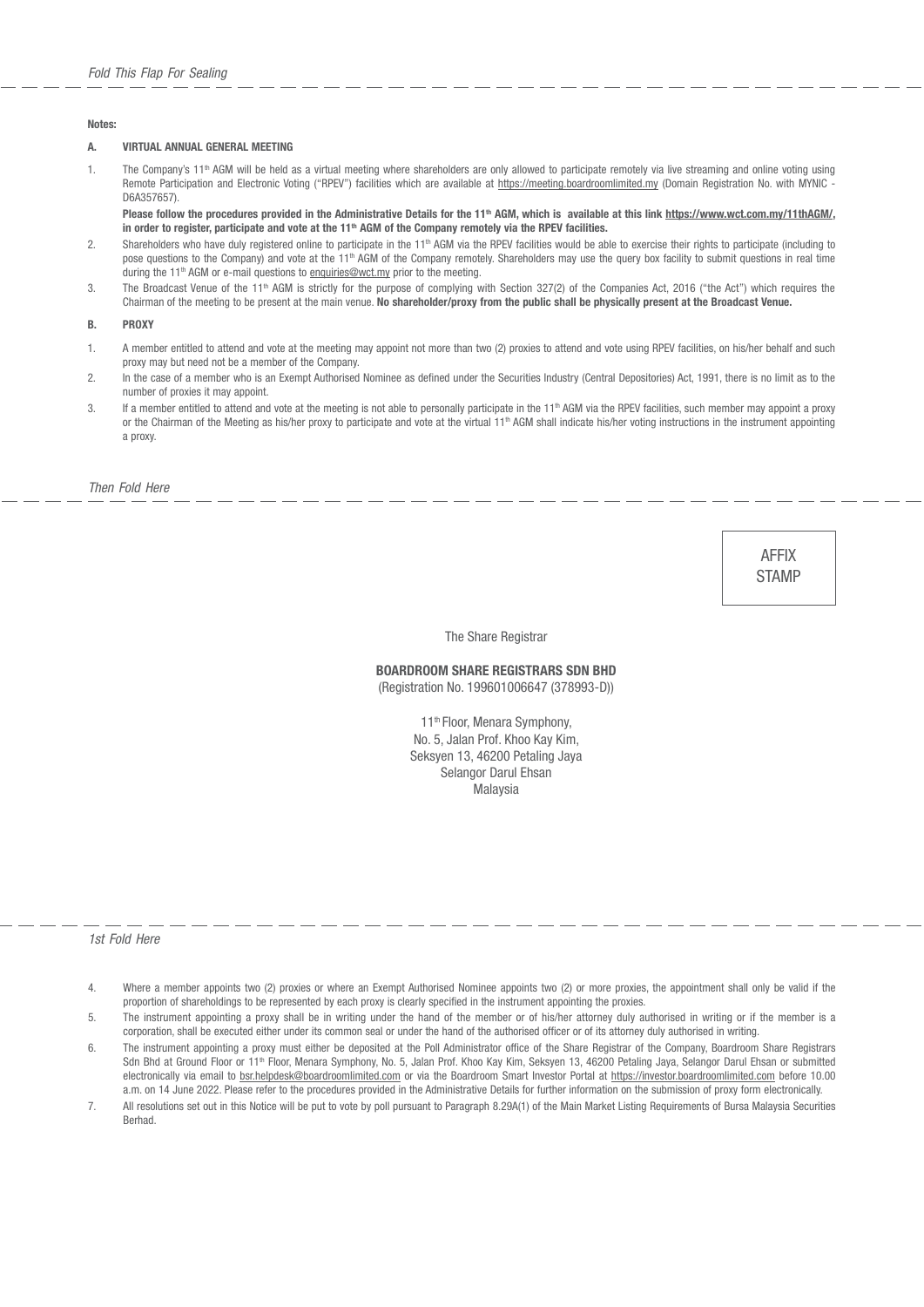*Fold This Flap For Sealing*

**Notes:**

**A. VIRTUAL ANNUAL GENERAL MEETING**

1. The Company's 11th AGM will be held as a virtual meeting where shareholders are only allowed to participate remotely via live streaming and online voting using Remote Participation and Electronic Voting ("RPEV") facilities which are available at https://meeting.boardroomlimited.my (Domain Registration No. with MYNIC - D6A357657).

   **Please follow the procedures provided in the Administrative Details for the 11th AGM, which is available at this link https://www.wct.com.my/11thAGM/, in order to register, participate and vote at the 11th AGM of the Company remotely via the RPEV facilities.**

2. Shareholders who have duly registered online to participate in the 11th AGM via the RPEV facilities would be able to exercise their rights to participate (including to pose questions to the Company) and vote at the 11th AGM of the Company remotely. Shareholders may use the query box facility to submit questions in real time during the 11th AGM or e-mail questions to enquiries@wct.my prior to the meeting.

3. The Broadcast Venue of the 11th AGM is strictly for the purpose of complying with Section 327(2) of the Companies Act, 2016 ("the Act") which requires the Chairman of the meeting to be present at the main venue. **No shareholder/proxy from the public shall be physically present at the Broadcast Venue.**

**B. PROXY**

1. A member entitled to attend and vote at the meeting may appoint not more than two (2) proxies to attend and vote using RPEV facilities, on his/her behalf and such proxy may but need not be a member of the Company.

2. In the case of a member who is an Exempt Authorised Nominee as defined under the Securities Industry (Central Depositories) Act, 1991, there is no limit as to the number of proxies it may appoint.

3. If a member entitled to attend and vote at the meeting is not able to personally participate in the 11th AGM via the RPEV facilities, such member may appoint a proxy or the Chairman of the Meeting as his/her proxy to participate and vote at the virtual 11th AGM shall indicate his/her voting instructions in the instrument appointing a proxy.

*Then Fold Here*

AFFIX STAMP

The Share Registrar

**BOARDROOM SHARE REGISTRARS SDN BHD**
(Registration No. 199601006647 (378993-D))

11th Floor, Menara Symphony,
No. 5, Jalan Prof. Khoo Kay Kim,
Seksyen 13, 46200 Petaling Jaya
Selangor Darul Ehsan
Malaysia

*1st Fold Here*

4. Where a member appoints two (2) proxies or where an Exempt Authorised Nominee appoints two (2) or more proxies, the appointment shall only be valid if the proportion of shareholdings to be represented by each proxy is clearly specified in the instrument appointing the proxies.

5. The instrument appointing a proxy shall be in writing under the hand of the member or of his/her attorney duly authorised in writing or if the member is a corporation, shall be executed either under its common seal or under the hand of the authorised officer or of its attorney duly authorised in writing.

6. The instrument appointing a proxy must either be deposited at the Poll Administrator office of the Share Registrar of the Company, Boardroom Share Registrars Sdn Bhd at Ground Floor or 11th Floor, Menara Symphony, No. 5, Jalan Prof. Khoo Kay Kim, Seksyen 13, 46200 Petaling Jaya, Selangor Darul Ehsan or submitted electronically via email to bsr.helpdesk@boardroomlimited.com or via the Boardroom Smart Investor Portal at https://investor.boardroomlimited.com before 10.00 a.m. on 14 June 2022. Please refer to the procedures provided in the Administrative Details for further information on the submission of proxy form electronically.

7. All resolutions set out in this Notice will be put to vote by poll pursuant to Paragraph 8.29A(1) of the Main Market Listing Requirements of Bursa Malaysia Securities Berhad.